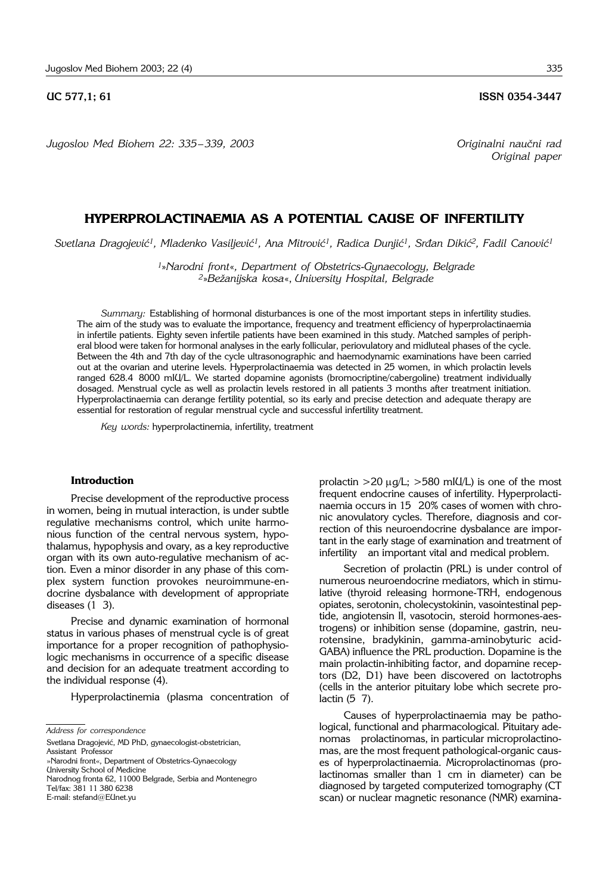UC 577,1; 61 ISSN 0354-3447

*Jugoslov Med Biohem 22: 335–339, 2003*

*Originalni naučni rad*
*Original paper*

# HYPERPROLACTINAEMIA AS A POTENTIAL CAUSE OF INFERTILITY

*Svetlana Dragojević[1], Mladenko Vasiljević[1], Ana Mitrović[1], Radica Dunjić[1], Srđan Dikić[2], Fadil Canović[1]*

[1]»Narodni front«, Department of Obstetrics-Gynaecology, Belgrade
[2]»Bežanijska kosa«, University Hospital, Belgrade

*Summary:* Establishing of hormonal disturbances is one of the most important steps in infertility studies. The aim of the study was to evaluate the importance, frequency and treatment efficiency of hyperprolactinaemia in infertile patients. Eighty seven infertile patients have been examined in this study. Matched samples of peripheral blood were taken for hormonal analyses in the early follicular, periovulatory and midluteal phases of the cycle. Between the 4th and 7th day of the cycle ultrasonographic and haemodynamic examinations have been carried out at the ovarian and uterine levels. Hyperprolactinaemia was detected in 25 women, in which prolactin levels ranged 628.4 8000 mIU/L. We started dopamine agonists (bromocriptine/cabergoline) treatment individually dosaged. Menstrual cycle as well as prolactin levels restored in all patients 3 months after treatment initiation. Hyperprolactinaemia can derange fertility potential, so its early and precise detection and adequate therapy are essential for restoration of regular menstrual cycle and successful infertility treatment.

*Key words:* hyperprolactinemia, infertility, treatment

## Introduction

Precise development of the reproductive process in women, being in mutual interaction, is under subtle regulative mechanisms control, which unite harmonious function of the central nervous system, hypothalamus, hypophysis and ovary, as a key reproductive organ with its own auto-regulative mechanism of action. Even a minor disorder in any phase of this complex system function provokes neuroimmune-endocrine dysbalance with development of appropriate diseases (1 3).

Precise and dynamic examination of hormonal status in various phases of menstrual cycle is of great importance for a proper recognition of pathophysiologic mechanisms in occurrence of a specific disease and decision for an adequate treatment according to the individual response (4).

Hyperprolactinemia (plasma concentration of prolactin >20 μg/L; >580 mIU/L) is one of the most frequent endocrine causes of infertility. Hyperprolactinaemia occurs in 15 20% cases of women with chronic anovulatory cycles. Therefore, diagnosis and correction of this neuroendocrine dysbalance are important in the early stage of examination and treatment of infertility an important vital and medical problem.

Secretion of prolactin (PRL) is under control of numerous neuroendocrine mediators, which in stimulative (thyroid releasing hormone-TRH, endogenous opiates, serotonin, cholecystokinin, vasointestinal peptide, angiotensin II, vasotocin, steroid hormones-aestrogens) or inhibition sense (dopamine, gastrin, neurotensine, bradykinin, gamma-aminobyturic acid-GABA) influence the PRL production. Dopamine is the main prolactin-inhibiting factor, and dopamine receptors (D2, D1) have been discovered on lactotrophs (cells in the anterior pituitary lobe which secrete prolactin (5 7).

Causes of hyperprolactinaemia may be pathological, functional and pharmacological. Pituitary adenomas prolactinomas, in particular microprolactinomas, are the most frequent pathological-organic causes of hyperprolactinaemia. Microprolactinomas (prolactinomas smaller than 1 cm in diameter) can be diagnosed by targeted computerized tomography (CT scan) or nuclear magnetic resonance (NMR) examina-

*Address for correspondence*

Svetlana Dragojević, MD PhD, gynaecologist-obstetrician,
Assistant Professor
»Narodni front«, Department of Obstetrics-Gynaecology
University School of Medicine
Narodnog fronta 62, 11000 Belgrade, Serbia and Montenegro
Tel/fax: 381 11 380 6238
E-mail: stefand@EUnet.yu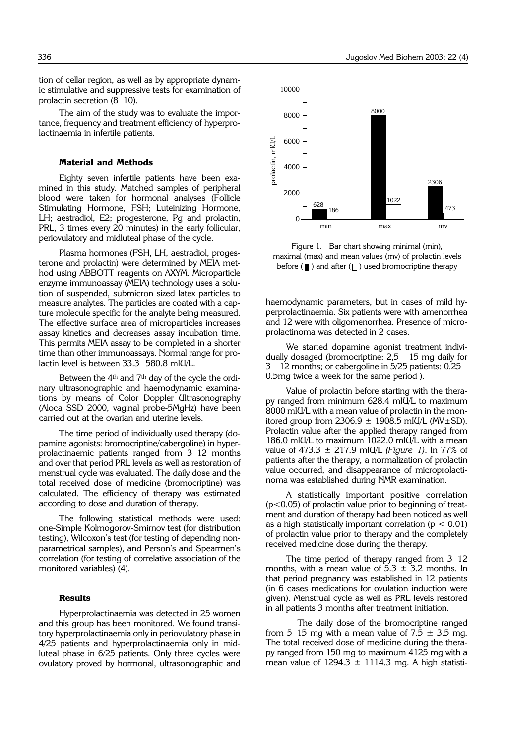tion of cellar region, as well as by appropriate dynamic stimulative and suppressive tests for examination of prolactin secretion (8 10).

The aim of the study was to evaluate the importance, frequency and treatment efficiency of hyperprolactinaemia in infertile patients.

## Material and Methods

Eighty seven infertile patients have been examined in this study. Matched samples of peripheral blood were taken for hormonal analyses (Follicle Stimulating Hormone, FSH; Luteinizing Hormone, LH; aestradiol, E2; progesterone, Pg and prolactin, PRL, 3 times every 20 minutes) in the early follicular, periovulatory and midluteal phase of the cycle.

Plasma hormones (FSH, LH, aestradiol, progesterone and prolactin) were determined by MEIA method using ABBOTT reagents on AXYM. Microparticle enzyme immunoassay (MEIA) technology uses a solution of suspended, submicron sized latex particles to measure analytes. The particles are coated with a capture molecule specific for the analyte being measured. The effective surface area of microparticles increases assay kinetics and decreases assay incubation time. This permits MEIA assay to be completed in a shorter time than other immunoassays. Normal range for prolactin level is between 33.3 580.8 mIU/L.

Between the 4th and 7th day of the cycle the ordinary ultrasonographic and haemodynamic examinations by means of Color Doppler Ultrasonography (Aloca SSD 2000, vaginal probe-5MgHz) have been carried out at the ovarian and uterine levels.

The time period of individually used therapy (dopamine agonists: bromocriptine/cabergoline) in hyperprolactinaemic patients ranged from 3 12 months and over that period PRL levels as well as restoration of menstrual cycle was evaluated. The daily dose and the total received dose of medicine (bromocriptine) was calculated. The efficiency of therapy was estimated according to dose and duration of therapy.

The following statistical methods were used: one-Simple Kolmogorov-Smirnov test (for distribution testing), Wilcoxon's test (for testing of depending nonparametrical samples), and Person's and Spearmen's correlation (for testing of correlative association of the monitored variables) (4).

## Results

Hyperprolactinaemia was detected in 25 women and this group has been monitored. We found transitory hyperprolactinaemia only in periovulatory phase in 4/25 patients and hyperprolactinaemia only in midluteal phase in 6/25 patients. Only three cycles were ovulatory proved by hormonal, ultrasonographic and haemodynamic parameters, but in cases of mild hyperprolactinaemia. Six patients were with amenorrhea and 12 were with oligomenorrhea. Presence of microprolactinoma was detected in 2 cases.

| | min | max | mv |
|---|---|---|---|
| before (prolactin, mIU/L) | 628 | 8000 | 2306 |
| after (prolactin, mIU/L) | 186 | 1022 | 473 |

Figure 1. Bar chart showing minimal (min), maximal (max) and mean values (mv) of prolactin levels before (■) and after (□) used bromocriptine therapy

We started dopamine agonist treatment individually dosaged (bromocriptine: 2,5 15 mg daily for 3 12 months; or cabergoline in 5/25 patients: 0.25 0.5mg twice a week for the same period ).

Value of prolactin before starting with the therapy ranged from minimum 628.4 mIU/L to maximum 8000 mIU/L with a mean value of prolactin in the monitored group from 2306.9 $\pm$ 1908.5 mIU/L (MV$\pm$SD). Prolactin value after the applied therapy ranged from 186.0 mIU/L to maximum 1022.0 mIU/L with a mean value of 473.3 $\pm$ 217.9 mIU/L *(Figure 1)*. In 77% of patients after the therapy, a normalization of prolactin value occurred, and disappearance of microprolactinoma was established during NMR examination.

A statistically important positive correlation ($p<0.05$) of prolactin value prior to beginning of treatment and duration of therapy had been noticed as well as a high statistically important correlation ($p < 0.01$) of prolactin value prior to therapy and the completely received medicine dose during the therapy.

The time period of therapy ranged from 3 12 months, with a mean value of 5.3 $\pm$ 3.2 months. In that period pregnancy was established in 12 patients (in 6 cases medications for ovulation induction were given). Menstrual cycle as well as PRL levels restored in all patients 3 months after treatment initiation.

The daily dose of the bromocriptine ranged from 5 15 mg with a mean value of 7.5 $\pm$ 3.5 mg. The total received dose of medicine during the therapy ranged from 150 mg to maximum 4125 mg with a mean value of 1294.3 $\pm$ 1114.3 mg. A high statisti-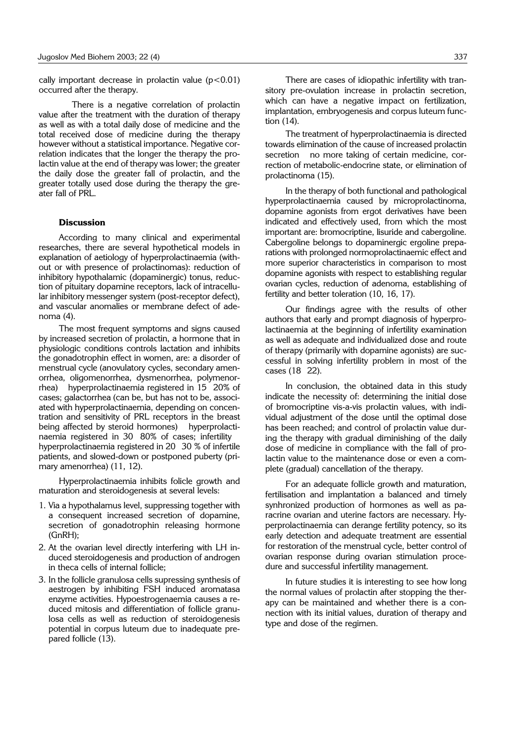cally important decrease in prolactin value ($p<0.01$) occurred after the therapy.

There is a negative correlation of prolactin value after the treatment with the duration of therapy as well as with a total daily dose of medicine and the total received dose of medicine during the therapy however without a statistical importance. Negative correlation indicates that the longer the therapy the prolactin value at the end of therapy was lower; the greater the daily dose the greater fall of prolactin, and the greater totally used dose during the therapy the greater fall of PRL.

## Discussion

According to many clinical and experimental researches, there are several hypothetical models in explanation of aetiology of hyperprolactinaemia (without or with presence of prolactinomas): reduction of inhibitory hypothalamic (dopaminergic) tonus, reduction of pituitary dopamine receptors, lack of intracellular inhibitory messenger system (post-receptor defect), and vascular anomalies or membrane defect of adenoma (4).

The most frequent symptoms and signs caused by increased secretion of prolactin, a hormone that in physiologic conditions controls lactation and inhibits the gonadotrophin effect in women, are: a disorder of menstrual cycle (anovulatory cycles, secondary amenorrhea, oligomenorrhea, dysmenorrhea, polymenorrhea) hyperprolactinaemia registered in 15 20% of cases; galactorrhea (can be, but has not to be, associated with hyperprolactinaemia, depending on concentration and sensitivity of PRL receptors in the breast being affected by steroid hormones) hyperprolactinaemia registered in 30 80% of cases; infertility hyperprolactinaemia registered in 20 30 % of infertile patients, and slowed-down or postponed puberty (primary amenorrhea) (11, 12).

Hyperprolactinaemia inhibits folicle growth and maturation and steroidogenesis at several levels:

1. Via a hypothalamus level, suppressing together with a consequent increased secretion of dopamine, secretion of gonadotrophin releasing hormone (GnRH);
2. At the ovarian level directly interfering with LH induced steroidogenesis and production of androgen in theca cells of internal follicle;
3. In the follicle granulosa cells supressing synthesis of aestrogen by inhibiting FSH induced aromatasa enzyme activities. Hypoestrogenaemia causes a reduced mitosis and differentiation of follicle granulosa cells as well as reduction of steroidogenesis potential in corpus luteum due to inadequate prepared follicle (13).

There are cases of idiopathic infertility with transitory pre-ovulation increase in prolactin secretion, which can have a negative impact on fertilization, implantation, embryogenesis and corpus luteum function (14).

The treatment of hyperprolactinaemia is directed towards elimination of the cause of increased prolactin secretion no more taking of certain medicine, correction of metabolic-endocrine state, or elimination of prolactinoma (15).

In the therapy of both functional and pathological hyperprolactinaemia caused by microprolactinoma, dopamine agonists from ergot derivatives have been indicated and effectively used, from which the most important are: bromocriptine, lisuride and cabergoline. Cabergoline belongs to dopaminergic ergoline preparations with prolonged normoprolactinaemic effect and more superior characteristics in comparison to most dopamine agonists with respect to establishing regular ovarian cycles, reduction of adenoma, establishing of fertility and better toleration (10, 16, 17).

Our findings agree with the results of other authors that early and prompt diagnosis of hyperprolactinaemia at the beginning of infertility examination as well as adequate and individualized dose and route of therapy (primarily with dopamine agonists) are successful in solving infertility problem in most of the cases (18 22).

In conclusion, the obtained data in this study indicate the necessity of: determining the initial dose of bromocriptine vis-a-vis prolactin values, with individual adjustment of the dose until the optimal dose has been reached; and control of prolactin value during the therapy with gradual diminishing of the daily dose of medicine in compliance with the fall of prolactin value to the maintenance dose or even a complete (gradual) cancellation of the therapy.

For an adequate follicle growth and maturation, fertilisation and implantation a balanced and timely synhronized production of hormones as well as paracrine ovarian and uterine factors are necessary. Hyperprolactinaemia can derange fertility potency, so its early detection and adequate treatment are essential for restoration of the menstrual cycle, better control of ovarian response during ovarian stimulation procedure and successful infertility management.

In future studies it is interesting to see how long the normal values of prolactin after stopping the therapy can be maintained and whether there is a connection with its initial values, duration of therapy and type and dose of the regimen.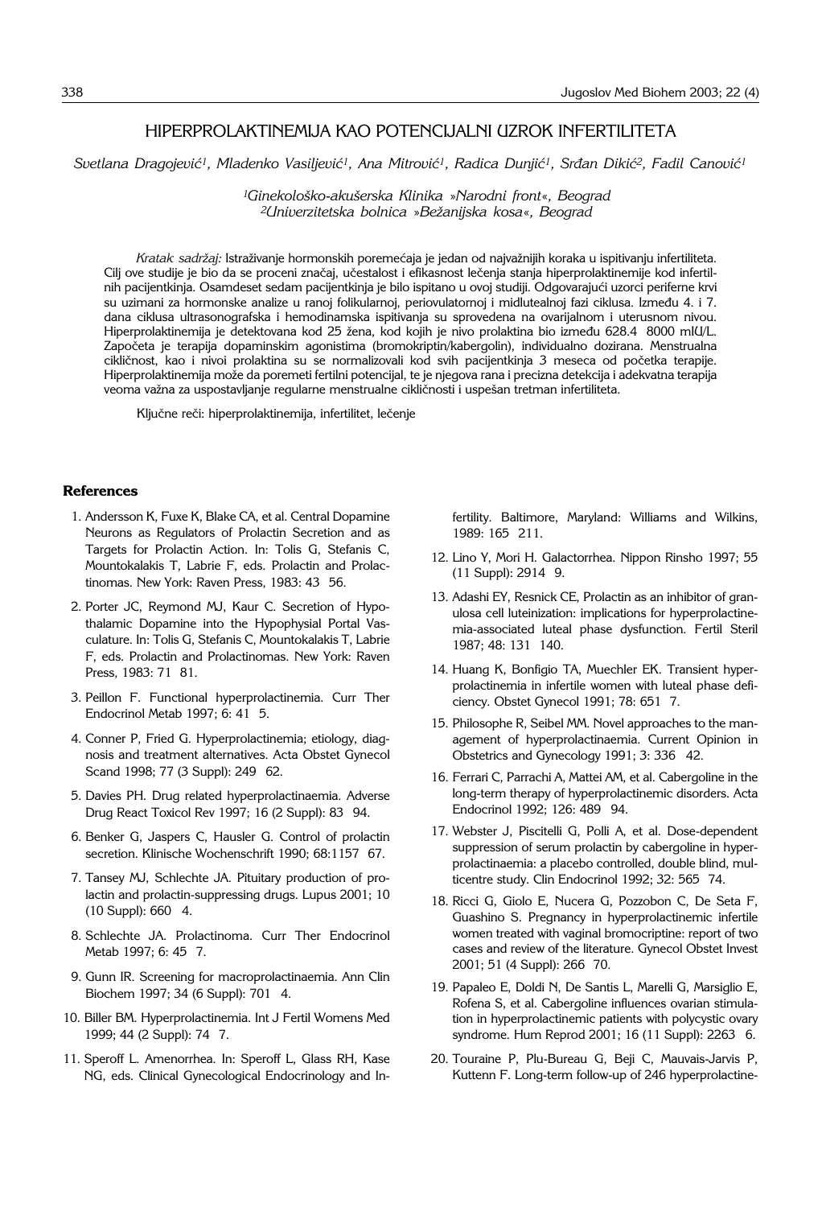# HIPERPROLAKTINEMIJA KAO POTENCIJALNI UZROK INFERTILITETA

*Svetlana Dragojević[1], Mladenko Vasiljević[1], Ana Mitrović[1], Radica Dunjić[1], Srđan Dikić[2], Fadil Canović[1]*

*[1]Ginekološko-akušerska Klinika »Narodni front«, Beograd*
*[2]Univerzitetska bolnica »Bežanijska kosa«, Beograd*

*Kratak sadržaj:* Istraživanje hormonskih poremećaja je jedan od najvažnijih koraka u ispitivanju infertiliteta. Cilj ove studije je bio da se proceni značaj, učestalost i efikasnost lečenja stanja hiperprolaktinemije kod infertilnih pacijentkinja. Osamdeset sedam pacijentkinja je bilo ispitano u ovoj studiji. Odgovarajući uzorci periferne krvi su uzimani za hormonske analize u ranoj folikularnoj, periovulatornoj i midlutealnoj fazi ciklusa. Između 4. i 7. dana ciklusa ultrasonografska i hemodinamska ispitivanja su sprovedena na ovarijalnom i uterusnom nivou. Hiperprolaktinemija je detektovana kod 25 žena, kod kojih je nivo prolaktina bio između 628.4 8000 mIU/L. Započeta je terapija dopaminskim agonistima (bromokriptin/kabergolin), individualno dozirana. Menstrualna cikličnost, kao i nivoi prolaktina su se normalizovali kod svih pacijentkinja 3 meseca od početka terapije. Hiperprolaktinemija može da poremeti fertilni potencijal, te je njegova rana i precizna detekcija i adekvatna terapija veoma važna za uspostavljanje regularne menstrualne cikličnosti i uspešan tretman infertiliteta.

Ključne reči: hiperprolaktinemija, infertilitet, lečenje

## References

1. Andersson K, Fuxe K, Blake CA, et al. Central Dopamine Neurons as Regulators of Prolactin Secretion and as Targets for Prolactin Action. In: Tolis G, Stefanis C, Mountokalakis T, Labrie F, eds. Prolactin and Prolactinomas. New York: Raven Press, 1983: 43 56.
2. Porter JC, Reymond MJ, Kaur C. Secretion of Hypothalamic Dopamine into the Hypophysial Portal Vasculature. In: Tolis G, Stefanis C, Mountokalakis T, Labrie F, eds. Prolactin and Prolactinomas. New York: Raven Press, 1983: 71 81.
3. Peillon F. Functional hyperprolactinemia. Curr Ther Endocrinol Metab 1997; 6: 41 5.
4. Conner P, Fried G. Hyperprolactinemia; etiology, diagnosis and treatment alternatives. Acta Obstet Gynecol Scand 1998; 77 (3 Suppl): 249 62.
5. Davies PH. Drug related hyperprolactinaemia. Adverse Drug React Toxicol Rev 1997; 16 (2 Suppl): 83 94.
6. Benker G, Jaspers C, Hausler G. Control of prolactin secretion. Klinische Wochenschrift 1990; 68:1157 67.
7. Tansey MJ, Schlechte JA. Pituitary production of prolactin and prolactin-suppressing drugs. Lupus 2001; 10 (10 Suppl): 660 4.
8. Schlechte JA. Prolactinoma. Curr Ther Endocrinol Metab 1997; 6: 45 7.
9. Gunn IR. Screening for macroprolactinaemia. Ann Clin Biochem 1997; 34 (6 Suppl): 701 4.
10. Biller BM. Hyperprolactinemia. Int J Fertil Womens Med 1999; 44 (2 Suppl): 74 7.
11. Speroff L. Amenorrhea. In: Speroff L, Glass RH, Kase NG, eds. Clinical Gynecological Endocrinology and Infertility. Baltimore, Maryland: Williams and Wilkins, 1989: 165 211.
12. Lino Y, Mori H. Galactorrhea. Nippon Rinsho 1997; 55 (11 Suppl): 2914 9.
13. Adashi EY, Resnick CE, Prolactin as an inhibitor of granulosa cell luteinization: implications for hyperprolactinemia-associated luteal phase dysfunction. Fertil Steril 1987; 48: 131 140.
14. Huang K, Bonfigio TA, Muechler EK. Transient hyperprolactinemia in infertile women with luteal phase deficiency. Obstet Gynecol 1991; 78: 651 7.
15. Philosophe R, Seibel MM. Novel approaches to the management of hyperprolactinaemia. Current Opinion in Obstetrics and Gynecology 1991; 3: 336 42.
16. Ferrari C, Parrachi A, Mattei AM, et al. Cabergoline in the long-term therapy of hyperprolactinemic disorders. Acta Endocrinol 1992; 126: 489 94.
17. Webster J, Piscitelli G, Polli A, et al. Dose-dependent suppression of serum prolactin by cabergoline in hyperprolactinaemia: a placebo controlled, double blind, multicentre study. Clin Endocrinol 1992; 32: 565 74.
18. Ricci G, Giolo E, Nucera G, Pozzobon C, De Seta F, Guashino S. Pregnancy in hyperprolactinemic infertile women treated with vaginal bromocriptine: report of two cases and review of the literature. Gynecol Obstet Invest 2001; 51 (4 Suppl): 266 70.
19. Papaleo E, Doldi N, De Santis L, Marelli G, Marsiglio E, Rofena S, et al. Cabergoline influences ovarian stimulation in hyperprolactinemic patients with polycystic ovary syndrome. Hum Reprod 2001; 16 (11 Suppl): 2263 6.
20. Touraine P, Plu-Bureau G, Beji C, Mauvais-Jarvis P, Kuttenn F. Long-term follow-up of 246 hyperprolactine-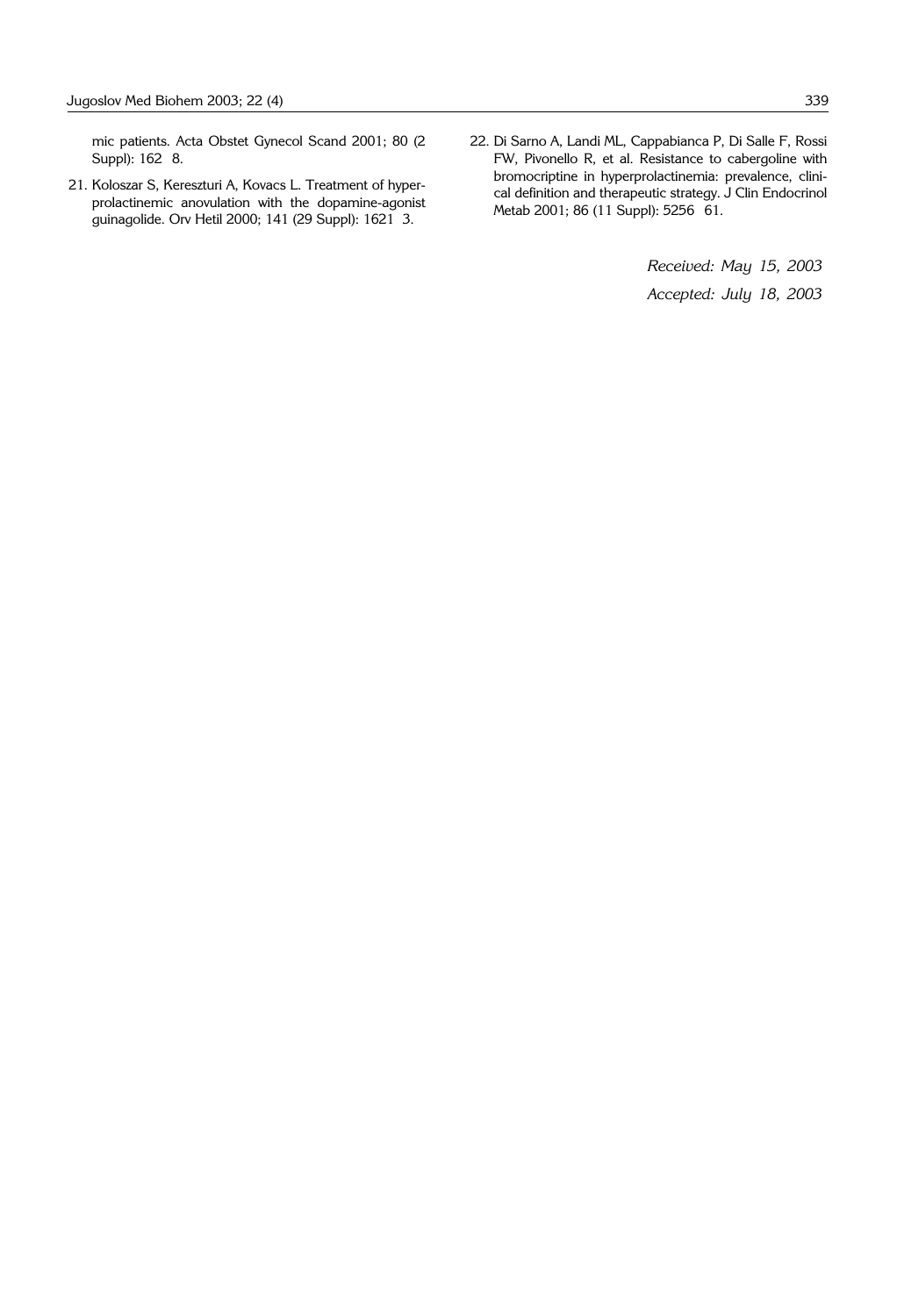mic patients. Acta Obstet Gynecol Scand 2001; 80 (2 Suppl): 162 8.

21. Koloszar S, Kereszturi A, Kovacs L. Treatment of hyperprolactinemic anovulation with the dopamine-agonist guinagolide. Orv Hetil 2000; 141 (29 Suppl): 1621 3.

22. Di Sarno A, Landi ML, Cappabianca P, Di Salle F, Rossi FW, Pivonello R, et al. Resistance to cabergoline with bromocriptine in hyperprolactinemia: prevalence, clinical definition and therapeutic strategy. J Clin Endocrinol Metab 2001; 86 (11 Suppl): 5256 61.

*Received: May 15, 2003*

*Accepted: July 18, 2003*